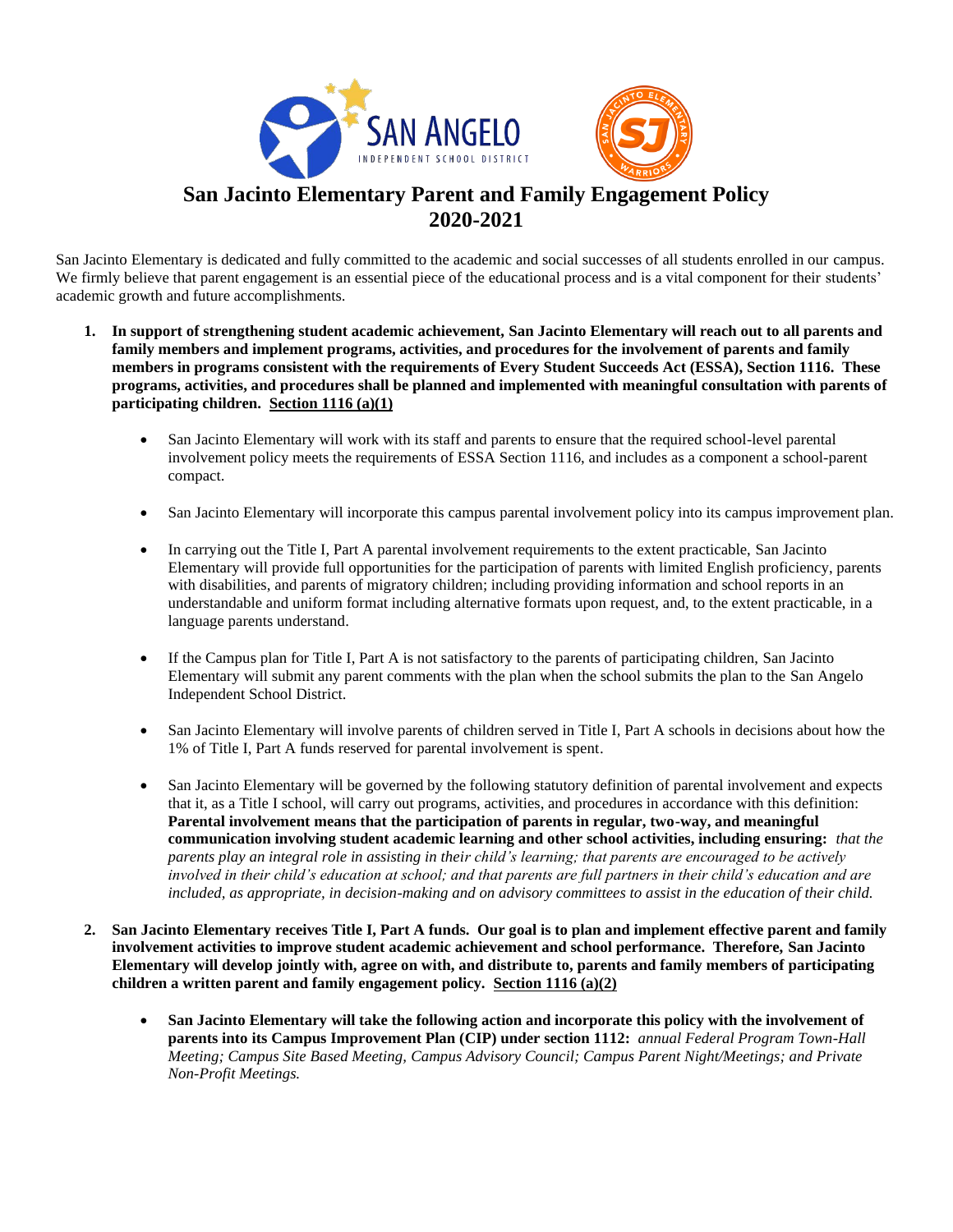# San Jacinto Elementary Parent and Family Engagement Policy 2020-2021

San Jacinto Elementary is dedicated and fully committed to the academic and social successes of all students enrolled in our campus. We firmly believe that parent engagement is an essential piece of the educational process and is a vital component for their students' academic growth and future accomplishments.

1. **In support of strengthening student academic achievement, San Jacinto Elementary will reach out to all parents and family members and implement programs, activities, and procedures for the involvement of parents and family members in programs consistent with the requirements of Every Student Succeeds Act (ESSA), Section 1116. These programs, activities, and procedures shall be planned and implemented with meaningful consultation with parents of participating children. Section 1116 (a)(1)**

   - San Jacinto Elementary will work with its staff and parents to ensure that the required school-level parental involvement policy meets the requirements of ESSA Section 1116, and includes as a component a school-parent compact.

   - San Jacinto Elementary will incorporate this campus parental involvement policy into its campus improvement plan.

   - In carrying out the Title I, Part A parental involvement requirements to the extent practicable, San Jacinto Elementary will provide full opportunities for the participation of parents with limited English proficiency, parents with disabilities, and parents of migratory children; including providing information and school reports in an understandable and uniform format including alternative formats upon request, and, to the extent practicable, in a language parents understand.

   - If the Campus plan for Title I, Part A is not satisfactory to the parents of participating children, San Jacinto Elementary will submit any parent comments with the plan when the school submits the plan to the San Angelo Independent School District.

   - San Jacinto Elementary will involve parents of children served in Title I, Part A schools in decisions about how the 1% of Title I, Part A funds reserved for parental involvement is spent.

   - San Jacinto Elementary will be governed by the following statutory definition of parental involvement and expects that it, as a Title I school, will carry out programs, activities, and procedures in accordance with this definition: **Parental involvement means that the participation of parents in regular, two-way, and meaningful communication involving student academic learning and other school activities, including ensuring:** *that the parents play an integral role in assisting in their child's learning; that parents are encouraged to be actively involved in their child's education at school; and that parents are full partners in their child's education and are included, as appropriate, in decision-making and on advisory committees to assist in the education of their child.*

2. **San Jacinto Elementary receives Title I, Part A funds. Our goal is to plan and implement effective parent and family involvement activities to improve student academic achievement and school performance. Therefore, San Jacinto Elementary will develop jointly with, agree on with, and distribute to, parents and family members of participating children a written parent and family engagement policy. Section 1116 (a)(2)**

   - **San Jacinto Elementary will take the following action and incorporate this policy with the involvement of parents into its Campus Improvement Plan (CIP) under section 1112:** *annual Federal Program Town-Hall Meeting; Campus Site Based Meeting, Campus Advisory Council; Campus Parent Night/Meetings; and Private Non-Profit Meetings.*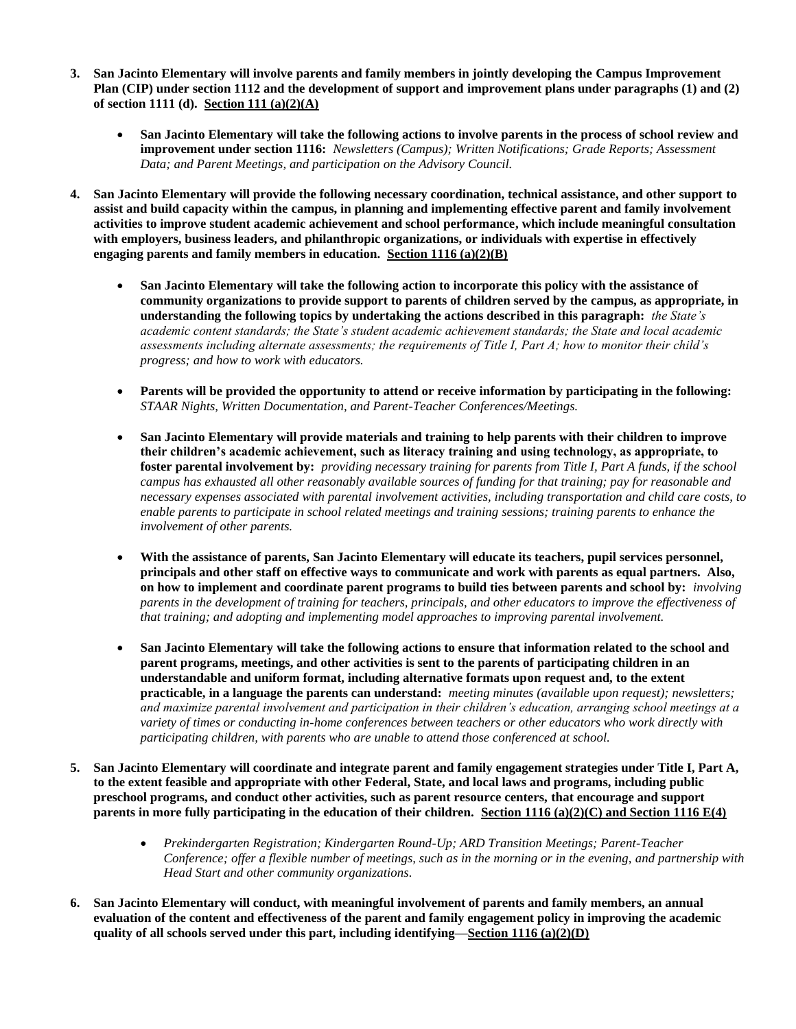3. **San Jacinto Elementary will involve parents and family members in jointly developing the Campus Improvement Plan (CIP) under section 1112 and the development of support and improvement plans under paragraphs (1) and (2) of section 1111 (d). <u>Section 111 (a)(2)(A)</u>**

    - **San Jacinto Elementary will take the following actions to involve parents in the process of school review and improvement under section 1116:** *Newsletters (Campus); Written Notifications; Grade Reports; Assessment Data; and Parent Meetings, and participation on the Advisory Council.*

4. **San Jacinto Elementary will provide the following necessary coordination, technical assistance, and other support to assist and build capacity within the campus, in planning and implementing effective parent and family involvement activities to improve student academic achievement and school performance, which include meaningful consultation with employers, business leaders, and philanthropic organizations, or individuals with expertise in effectively engaging parents and family members in education. <u>Section 1116 (a)(2)(B)</u>**

    - **San Jacinto Elementary will take the following action to incorporate this policy with the assistance of community organizations to provide support to parents of children served by the campus, as appropriate, in understanding the following topics by undertaking the actions described in this paragraph:** *the State's academic content standards; the State's student academic achievement standards; the State and local academic assessments including alternate assessments; the requirements of Title I, Part A; how to monitor their child's progress; and how to work with educators.*

    - **Parents will be provided the opportunity to attend or receive information by participating in the following:** *STAAR Nights, Written Documentation, and Parent-Teacher Conferences/Meetings.*

    - **San Jacinto Elementary will provide materials and training to help parents with their children to improve their children's academic achievement, such as literacy training and using technology, as appropriate, to foster parental involvement by:** *providing necessary training for parents from Title I, Part A funds, if the school campus has exhausted all other reasonably available sources of funding for that training; pay for reasonable and necessary expenses associated with parental involvement activities, including transportation and child care costs, to enable parents to participate in school related meetings and training sessions; training parents to enhance the involvement of other parents.*

    - **With the assistance of parents, San Jacinto Elementary will educate its teachers, pupil services personnel, principals and other staff on effective ways to communicate and work with parents as equal partners. Also, on how to implement and coordinate parent programs to build ties between parents and school by:** *involving parents in the development of training for teachers, principals, and other educators to improve the effectiveness of that training; and adopting and implementing model approaches to improving parental involvement.*

    - **San Jacinto Elementary will take the following actions to ensure that information related to the school and parent programs, meetings, and other activities is sent to the parents of participating children in an understandable and uniform format, including alternative formats upon request and, to the extent practicable, in a language the parents can understand:** *meeting minutes (available upon request); newsletters; and maximize parental involvement and participation in their children's education, arranging school meetings at a variety of times or conducting in-home conferences between teachers or other educators who work directly with participating children, with parents who are unable to attend those conferenced at school.*

5. **San Jacinto Elementary will coordinate and integrate parent and family engagement strategies under Title I, Part A, to the extent feasible and appropriate with other Federal, State, and local laws and programs, including public preschool programs, and conduct other activities, such as parent resource centers, that encourage and support parents in more fully participating in the education of their children. <u>Section 1116 (a)(2)(C) and Section 1116 E(4)</u>**

    - *Prekindergarten Registration; Kindergarten Round-Up; ARD Transition Meetings; Parent-Teacher Conference; offer a flexible number of meetings, such as in the morning or in the evening, and partnership with Head Start and other community organizations.*

6. **San Jacinto Elementary will conduct, with meaningful involvement of parents and family members, an annual evaluation of the content and effectiveness of the parent and family engagement policy in improving the academic quality of all schools served under this part, including identifying—<u>Section 1116 (a)(2)(D)</u>**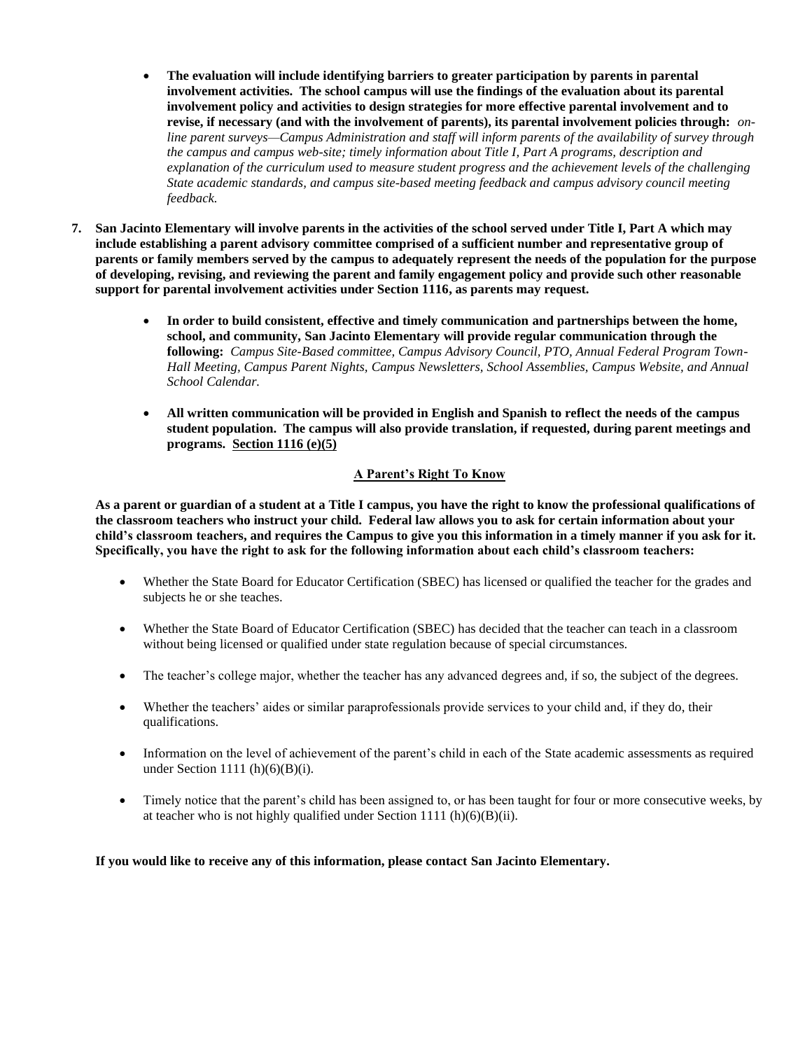- **The evaluation will include identifying barriers to greater participation by parents in parental involvement activities. The school campus will use the findings of the evaluation about its parental involvement policy and activities to design strategies for more effective parental involvement and to revise, if necessary (and with the involvement of parents), its parental involvement policies through:** *on-line parent surveys—Campus Administration and staff will inform parents of the availability of survey through the campus and campus web-site; timely information about Title I, Part A programs, description and explanation of the curriculum used to measure student progress and the achievement levels of the challenging State academic standards, and campus site-based meeting feedback and campus advisory council meeting feedback.*

7. **San Jacinto Elementary will involve parents in the activities of the school served under Title I, Part A which may include establishing a parent advisory committee comprised of a sufficient number and representative group of parents or family members served by the campus to adequately represent the needs of the population for the purpose of developing, revising, and reviewing the parent and family engagement policy and provide such other reasonable support for parental involvement activities under Section 1116, as parents may request.**

   - **In order to build consistent, effective and timely communication and partnerships between the home, school, and community, San Jacinto Elementary will provide regular communication through the following:** *Campus Site-Based committee, Campus Advisory Council, PTO, Annual Federal Program Town-Hall Meeting, Campus Parent Nights, Campus Newsletters, School Assemblies, Campus Website, and Annual School Calendar.*

   - **All written communication will be provided in English and Spanish to reflect the needs of the campus student population. The campus will also provide translation, if requested, during parent meetings and programs. <u>Section 1116 (e)(5)</u>**

## <u>A Parent's Right To Know</u>

**As a parent or guardian of a student at a Title I campus, you have the right to know the professional qualifications of the classroom teachers who instruct your child. Federal law allows you to ask for certain information about your child's classroom teachers, and requires the Campus to give you this information in a timely manner if you ask for it. Specifically, you have the right to ask for the following information about each child's classroom teachers:**

- Whether the State Board for Educator Certification (SBEC) has licensed or qualified the teacher for the grades and subjects he or she teaches.

- Whether the State Board of Educator Certification (SBEC) has decided that the teacher can teach in a classroom without being licensed or qualified under state regulation because of special circumstances.

- The teacher's college major, whether the teacher has any advanced degrees and, if so, the subject of the degrees.

- Whether the teachers' aides or similar paraprofessionals provide services to your child and, if they do, their qualifications.

- Information on the level of achievement of the parent's child in each of the State academic assessments as required under Section 1111 (h)(6)(B)(i).

- Timely notice that the parent's child has been assigned to, or has been taught for four or more consecutive weeks, by at teacher who is not highly qualified under Section 1111 (h)(6)(B)(ii).

**If you would like to receive any of this information, please contact San Jacinto Elementary.**